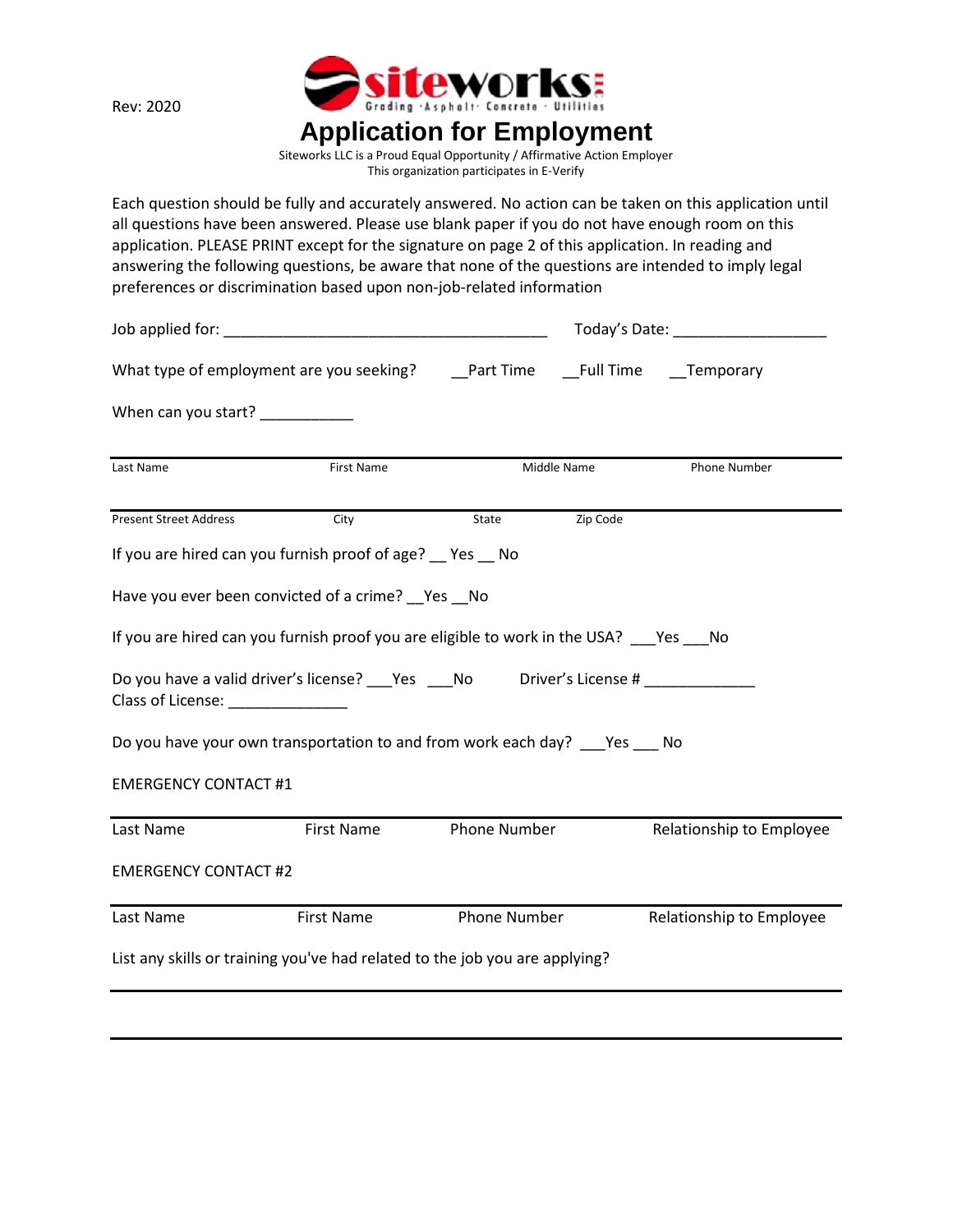Rev: 2020

siteworks
Grading · Asphalt · Concrete · Utilities

# Application for Employment

Siteworks LLC is a Proud Equal Opportunity / Affirmative Action Employer
This organization participates in E-Verify

Each question should be fully and accurately answered. No action can be taken on this application until all questions have been answered. Please use blank paper if you do not have enough room on this application. PLEASE PRINT except for the signature on page 2 of this application. In reading and answering the following questions, be aware that none of the questions are intended to imply legal preferences or discrimination based upon non-job-related information

Job applied for: ______________________________________ Today's Date: _________________

What type of employment are you seeking? __Part Time __Full Time __Temporary

When can you start? ___________

| Last Name | First Name | Middle Name | Phone Number |
|---|---|---|---|

| Present Street Address | City | State | Zip Code |
|---|---|---|---|

If you are hired can you furnish proof of age? __ Yes __ No

Have you ever been convicted of a crime? __Yes __No

If you are hired can you furnish proof you are eligible to work in the USA? ___Yes ___No

Do you have a valid driver's license? ___Yes ___No Driver's License # _____________
Class of License: ______________

Do you have your own transportation to and from work each day? ___Yes ___ No

EMERGENCY CONTACT #1

| Last Name | First Name | Phone Number | Relationship to Employee |
|---|---|---|---|

EMERGENCY CONTACT #2

| Last Name | First Name | Phone Number | Relationship to Employee |
|---|---|---|---|

List any skills or training you've had related to the job you are applying?

______________________________________________________________________________

______________________________________________________________________________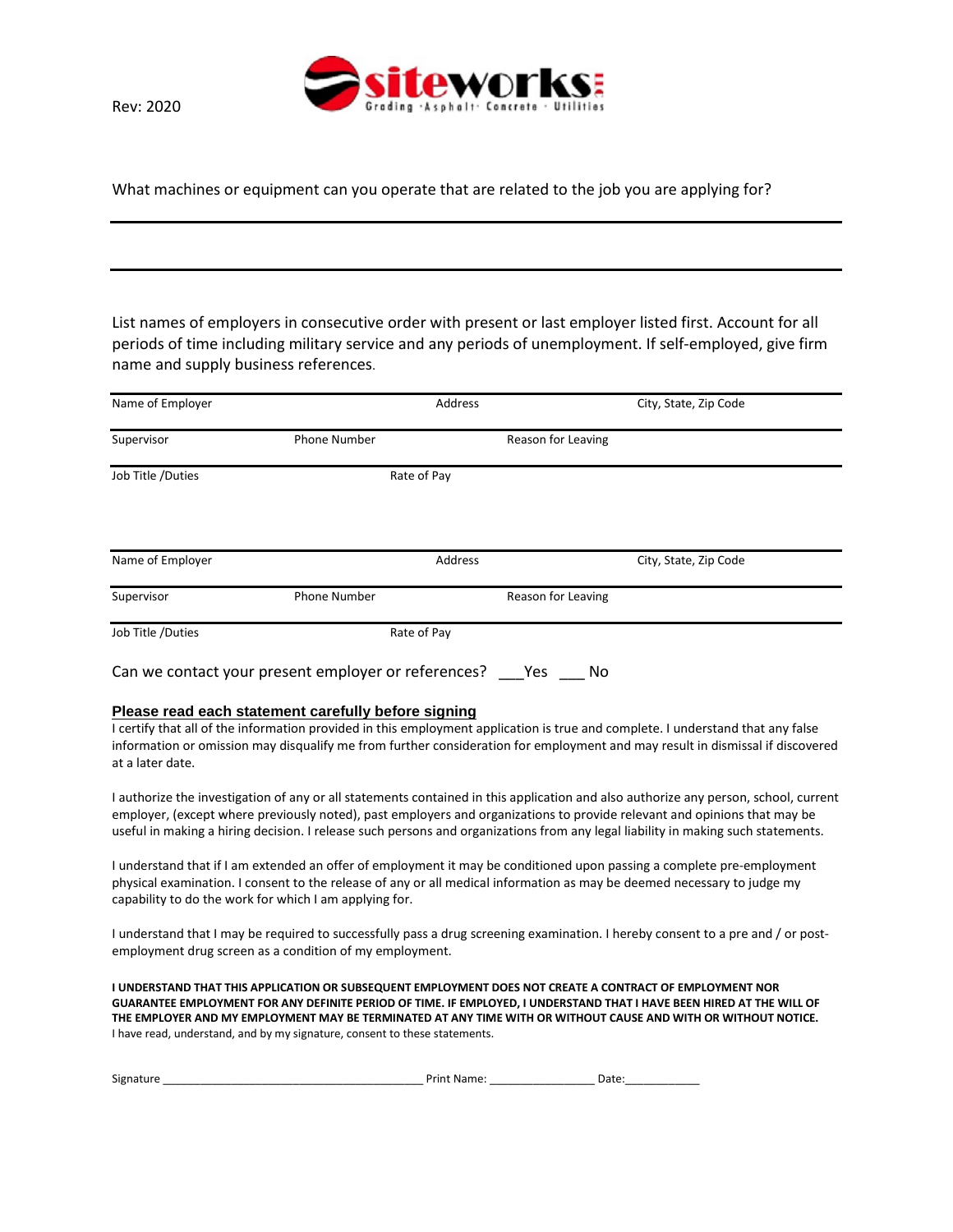Rev: 2020

**siteworks**
Grading · Asphalt · Concrete · Utilities

What machines or equipment can you operate that are related to the job you are applying for?

List names of employers in consecutive order with present or last employer listed first. Account for all periods of time including military service and any periods of unemployment. If self-employed, give firm name and supply business references.

| | | | |
|---|---|---|---|
| Name of Employer | | Address | City, State, Zip Code |
| Supervisor | Phone Number | Reason for Leaving | |
| Job Title /Duties | Rate of Pay | | |

| | | | |
|---|---|---|---|
| Name of Employer | | Address | City, State, Zip Code |
| Supervisor | Phone Number | Reason for Leaving | |
| Job Title /Duties | Rate of Pay | | |

Can we contact your present employer or references? ___Yes ___ No

**Please read each statement carefully before signing**

I certify that all of the information provided in this employment application is true and complete. I understand that any false information or omission may disqualify me from further consideration for employment and may result in dismissal if discovered at a later date.

I authorize the investigation of any or all statements contained in this application and also authorize any person, school, current employer, (except where previously noted), past employers and organizations to provide relevant and opinions that may be useful in making a hiring decision. I release such persons and organizations from any legal liability in making such statements.

I understand that if I am extended an offer of employment it may be conditioned upon passing a complete pre-employment physical examination. I consent to the release of any or all medical information as may be deemed necessary to judge my capability to do the work for which I am applying for.

I understand that I may be required to successfully pass a drug screening examination. I hereby consent to a pre and / or post-employment drug screen as a condition of my employment.

**I UNDERSTAND THAT THIS APPLICATION OR SUBSEQUENT EMPLOYMENT DOES NOT CREATE A CONTRACT OF EMPLOYMENT NOR GUARANTEE EMPLOYMENT FOR ANY DEFINITE PERIOD OF TIME. IF EMPLOYED, I UNDERSTAND THAT I HAVE BEEN HIRED AT THE WILL OF THE EMPLOYER AND MY EMPLOYMENT MAY BE TERMINATED AT ANY TIME WITH OR WITHOUT CAUSE AND WITH OR WITHOUT NOTICE.**
I have read, understand, and by my signature, consent to these statements.

Signature ________________________________________ Print Name: ________________ Date:____________